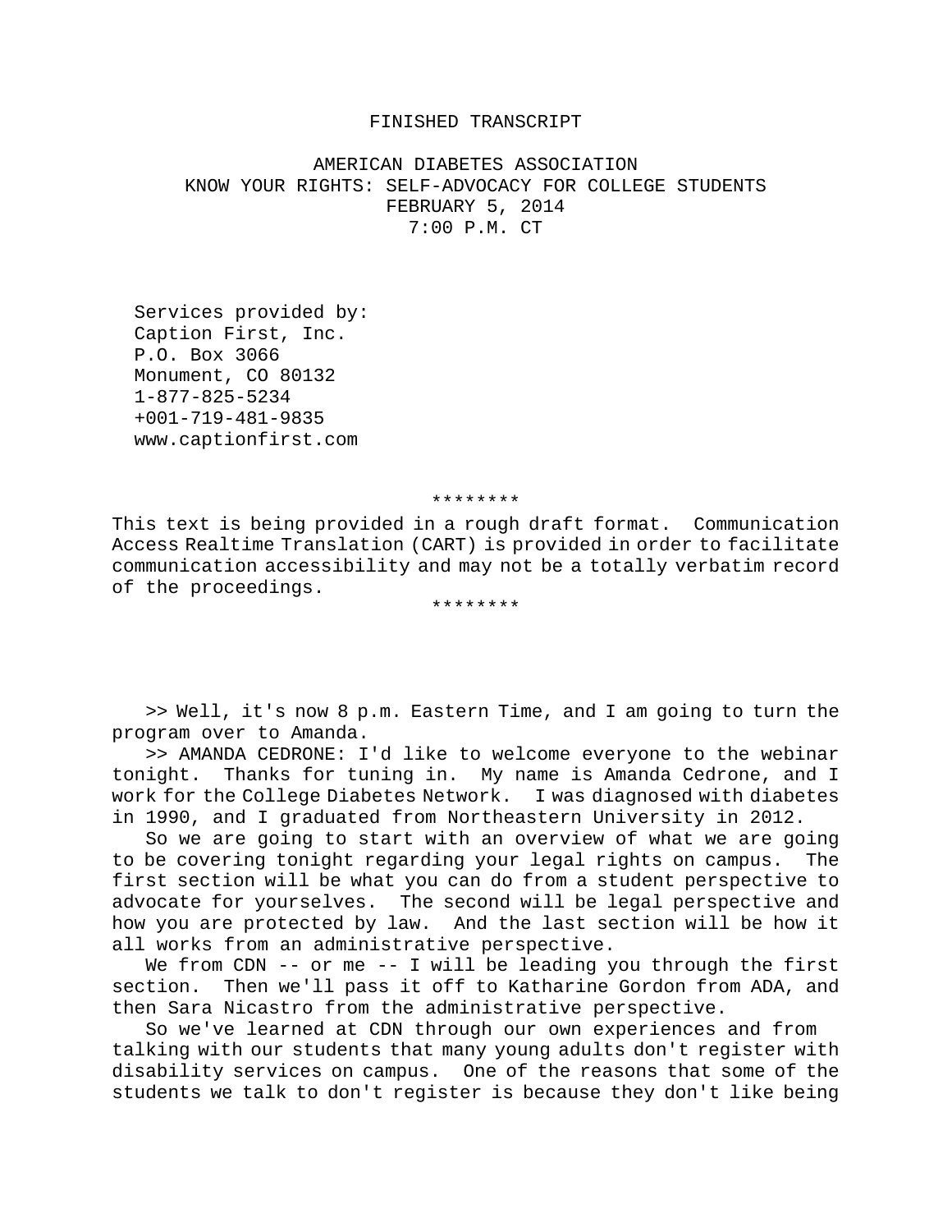# FINISHED TRANSCRIPT

## AMERICAN DIABETES ASSOCIATION
## KNOW YOUR RIGHTS: SELF-ADVOCACY FOR COLLEGE STUDENTS
FEBRUARY 5, 2014
7:00 P.M. CT

Services provided by:
Caption First, Inc.
P.O. Box 3066
Monument, CO 80132
1-877-825-5234
+001-719-481-9835
www.captionfirst.com

********

This text is being provided in a rough draft format. Communication Access Realtime Translation (CART) is provided in order to facilitate communication accessibility and may not be a totally verbatim record of the proceedings.

********

>> Well, it's now 8 p.m. Eastern Time, and I am going to turn the program over to Amanda.

>> AMANDA CEDRONE: I'd like to welcome everyone to the webinar tonight. Thanks for tuning in. My name is Amanda Cedrone, and I work for the College Diabetes Network. I was diagnosed with diabetes in 1990, and I graduated from Northeastern University in 2012.

So we are going to start with an overview of what we are going to be covering tonight regarding your legal rights on campus. The first section will be what you can do from a student perspective to advocate for yourselves. The second will be legal perspective and how you are protected by law. And the last section will be how it all works from an administrative perspective.

We from CDN -- or me -- I will be leading you through the first section. Then we'll pass it off to Katharine Gordon from ADA, and then Sara Nicastro from the administrative perspective.

So we've learned at CDN through our own experiences and from talking with our students that many young adults don't register with disability services on campus. One of the reasons that some of the students we talk to don't register is because they don't like being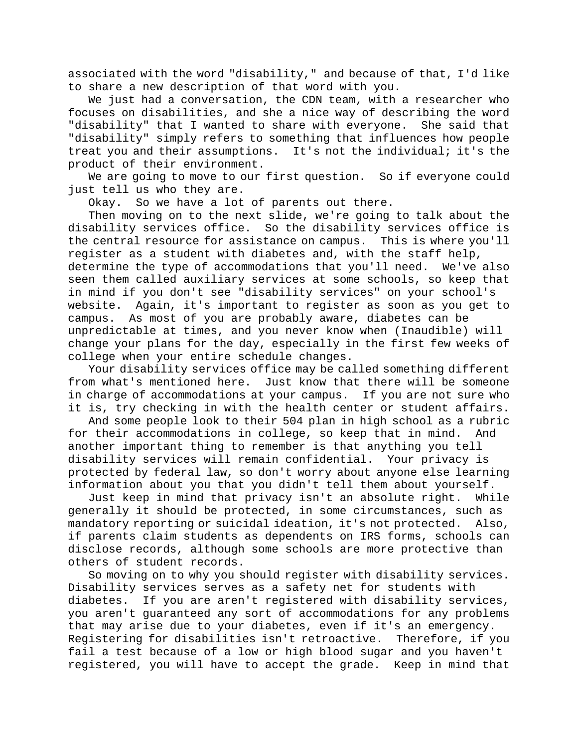associated with the word "disability," and because of that, I'd like to share a new description of that word with you.

We just had a conversation, the CDN team, with a researcher who focuses on disabilities, and she a nice way of describing the word "disability" that I wanted to share with everyone. She said that "disability" simply refers to something that influences how people treat you and their assumptions. It's not the individual; it's the product of their environment.

We are going to move to our first question. So if everyone could just tell us who they are.

Okay. So we have a lot of parents out there.

Then moving on to the next slide, we're going to talk about the disability services office. So the disability services office is the central resource for assistance on campus. This is where you'll register as a student with diabetes and, with the staff help, determine the type of accommodations that you'll need. We've also seen them called auxiliary services at some schools, so keep that in mind if you don't see "disability services" on your school's website. Again, it's important to register as soon as you get to campus. As most of you are probably aware, diabetes can be unpredictable at times, and you never know when (Inaudible) will change your plans for the day, especially in the first few weeks of college when your entire schedule changes.

Your disability services office may be called something different from what's mentioned here. Just know that there will be someone in charge of accommodations at your campus. If you are not sure who it is, try checking in with the health center or student affairs.

And some people look to their 504 plan in high school as a rubric for their accommodations in college, so keep that in mind. And another important thing to remember is that anything you tell disability services will remain confidential. Your privacy is protected by federal law, so don't worry about anyone else learning information about you that you didn't tell them about yourself.

Just keep in mind that privacy isn't an absolute right. While generally it should be protected, in some circumstances, such as mandatory reporting or suicidal ideation, it's not protected. Also, if parents claim students as dependents on IRS forms, schools can disclose records, although some schools are more protective than others of student records.

So moving on to why you should register with disability services. Disability services serves as a safety net for students with diabetes. If you are aren't registered with disability services, you aren't guaranteed any sort of accommodations for any problems that may arise due to your diabetes, even if it's an emergency. Registering for disabilities isn't retroactive. Therefore, if you fail a test because of a low or high blood sugar and you haven't registered, you will have to accept the grade. Keep in mind that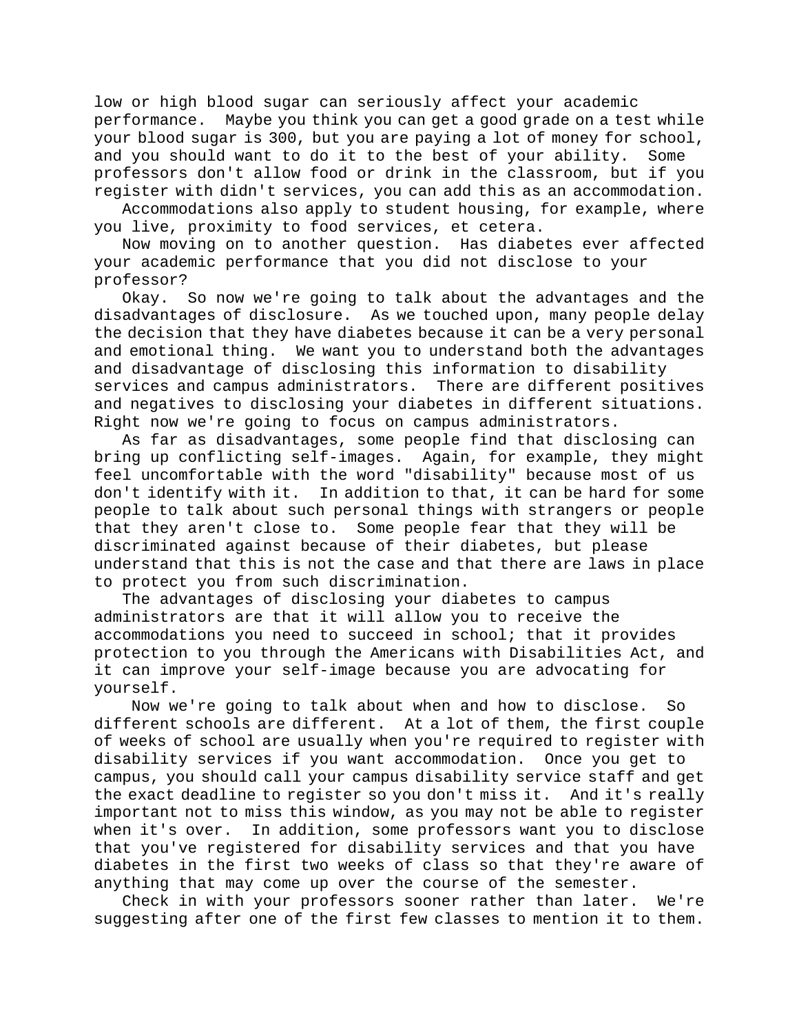low or high blood sugar can seriously affect your academic performance. Maybe you think you can get a good grade on a test while your blood sugar is 300, but you are paying a lot of money for school, and you should want to do it to the best of your ability. Some professors don't allow food or drink in the classroom, but if you register with didn't services, you can add this as an accommodation.

Accommodations also apply to student housing, for example, where you live, proximity to food services, et cetera.

Now moving on to another question. Has diabetes ever affected your academic performance that you did not disclose to your professor?

Okay. So now we're going to talk about the advantages and the disadvantages of disclosure. As we touched upon, many people delay the decision that they have diabetes because it can be a very personal and emotional thing. We want you to understand both the advantages and disadvantage of disclosing this information to disability services and campus administrators. There are different positives and negatives to disclosing your diabetes in different situations. Right now we're going to focus on campus administrators.

As far as disadvantages, some people find that disclosing can bring up conflicting self-images. Again, for example, they might feel uncomfortable with the word "disability" because most of us don't identify with it. In addition to that, it can be hard for some people to talk about such personal things with strangers or people that they aren't close to. Some people fear that they will be discriminated against because of their diabetes, but please understand that this is not the case and that there are laws in place to protect you from such discrimination.

The advantages of disclosing your diabetes to campus administrators are that it will allow you to receive the accommodations you need to succeed in school; that it provides protection to you through the Americans with Disabilities Act, and it can improve your self-image because you are advocating for yourself.

Now we're going to talk about when and how to disclose. So different schools are different. At a lot of them, the first couple of weeks of school are usually when you're required to register with disability services if you want accommodation. Once you get to campus, you should call your campus disability service staff and get the exact deadline to register so you don't miss it. And it's really important not to miss this window, as you may not be able to register when it's over. In addition, some professors want you to disclose that you've registered for disability services and that you have diabetes in the first two weeks of class so that they're aware of anything that may come up over the course of the semester.

Check in with your professors sooner rather than later. We're suggesting after one of the first few classes to mention it to them.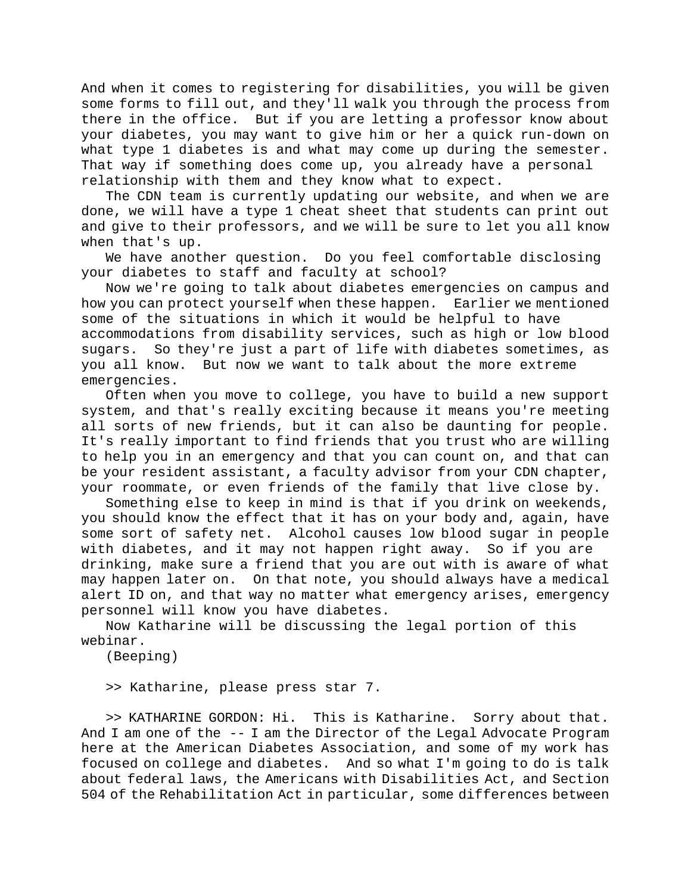And when it comes to registering for disabilities, you will be given some forms to fill out, and they'll walk you through the process from there in the office.  But if you are letting a professor know about your diabetes, you may want to give him or her a quick run-down on what type 1 diabetes is and what may come up during the semester. That way if something does come up, you already have a personal relationship with them and they know what to expect.

The CDN team is currently updating our website, and when we are done, we will have a type 1 cheat sheet that students can print out and give to their professors, and we will be sure to let you all know when that's up.

We have another question.  Do you feel comfortable disclosing your diabetes to staff and faculty at school?

Now we're going to talk about diabetes emergencies on campus and how you can protect yourself when these happen.  Earlier we mentioned some of the situations in which it would be helpful to have accommodations from disability services, such as high or low blood sugars.  So they're just a part of life with diabetes sometimes, as you all know.  But now we want to talk about the more extreme emergencies.

Often when you move to college, you have to build a new support system, and that's really exciting because it means you're meeting all sorts of new friends, but it can also be daunting for people. It's really important to find friends that you trust who are willing to help you in an emergency and that you can count on, and that can be your resident assistant, a faculty advisor from your CDN chapter, your roommate, or even friends of the family that live close by.

Something else to keep in mind is that if you drink on weekends, you should know the effect that it has on your body and, again, have some sort of safety net.  Alcohol causes low blood sugar in people with diabetes, and it may not happen right away.  So if you are drinking, make sure a friend that you are out with is aware of what may happen later on.  On that note, you should always have a medical alert ID on, and that way no matter what emergency arises, emergency personnel will know you have diabetes.

Now Katharine will be discussing the legal portion of this webinar.

(Beeping)

>> Katharine, please press star 7.

>> KATHARINE GORDON: Hi.  This is Katharine.  Sorry about that. And I am one of the -- I am the Director of the Legal Advocate Program here at the American Diabetes Association, and some of my work has focused on college and diabetes.  And so what I'm going to do is talk about federal laws, the Americans with Disabilities Act, and Section 504 of the Rehabilitation Act in particular, some differences between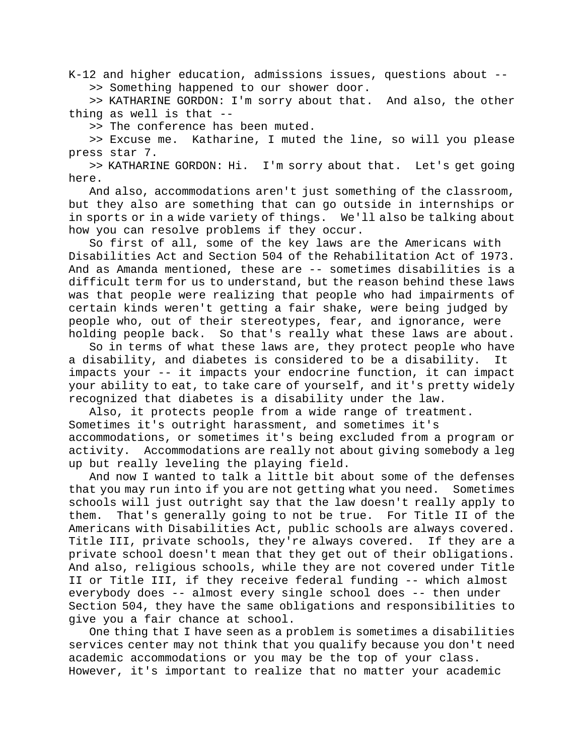K-12 and higher education, admissions issues, questions about --

>> Something happened to our shower door.

>> KATHARINE GORDON: I'm sorry about that. And also, the other thing as well is that --

>> The conference has been muted.

>> Excuse me. Katharine, I muted the line, so will you please press star 7.

>> KATHARINE GORDON: Hi. I'm sorry about that. Let's get going here.

And also, accommodations aren't just something of the classroom, but they also are something that can go outside in internships or in sports or in a wide variety of things. We'll also be talking about how you can resolve problems if they occur.

So first of all, some of the key laws are the Americans with Disabilities Act and Section 504 of the Rehabilitation Act of 1973. And as Amanda mentioned, these are -- sometimes disabilities is a difficult term for us to understand, but the reason behind these laws was that people were realizing that people who had impairments of certain kinds weren't getting a fair shake, were being judged by people who, out of their stereotypes, fear, and ignorance, were holding people back. So that's really what these laws are about.

So in terms of what these laws are, they protect people who have a disability, and diabetes is considered to be a disability. It impacts your -- it impacts your endocrine function, it can impact your ability to eat, to take care of yourself, and it's pretty widely recognized that diabetes is a disability under the law.

Also, it protects people from a wide range of treatment. Sometimes it's outright harassment, and sometimes it's accommodations, or sometimes it's being excluded from a program or activity. Accommodations are really not about giving somebody a leg up but really leveling the playing field.

And now I wanted to talk a little bit about some of the defenses that you may run into if you are not getting what you need. Sometimes schools will just outright say that the law doesn't really apply to them. That's generally going to not be true. For Title II of the Americans with Disabilities Act, public schools are always covered. Title III, private schools, they're always covered. If they are a private school doesn't mean that they get out of their obligations. And also, religious schools, while they are not covered under Title II or Title III, if they receive federal funding -- which almost everybody does -- almost every single school does -- then under Section 504, they have the same obligations and responsibilities to give you a fair chance at school.

One thing that I have seen as a problem is sometimes a disabilities services center may not think that you qualify because you don't need academic accommodations or you may be the top of your class. However, it's important to realize that no matter your academic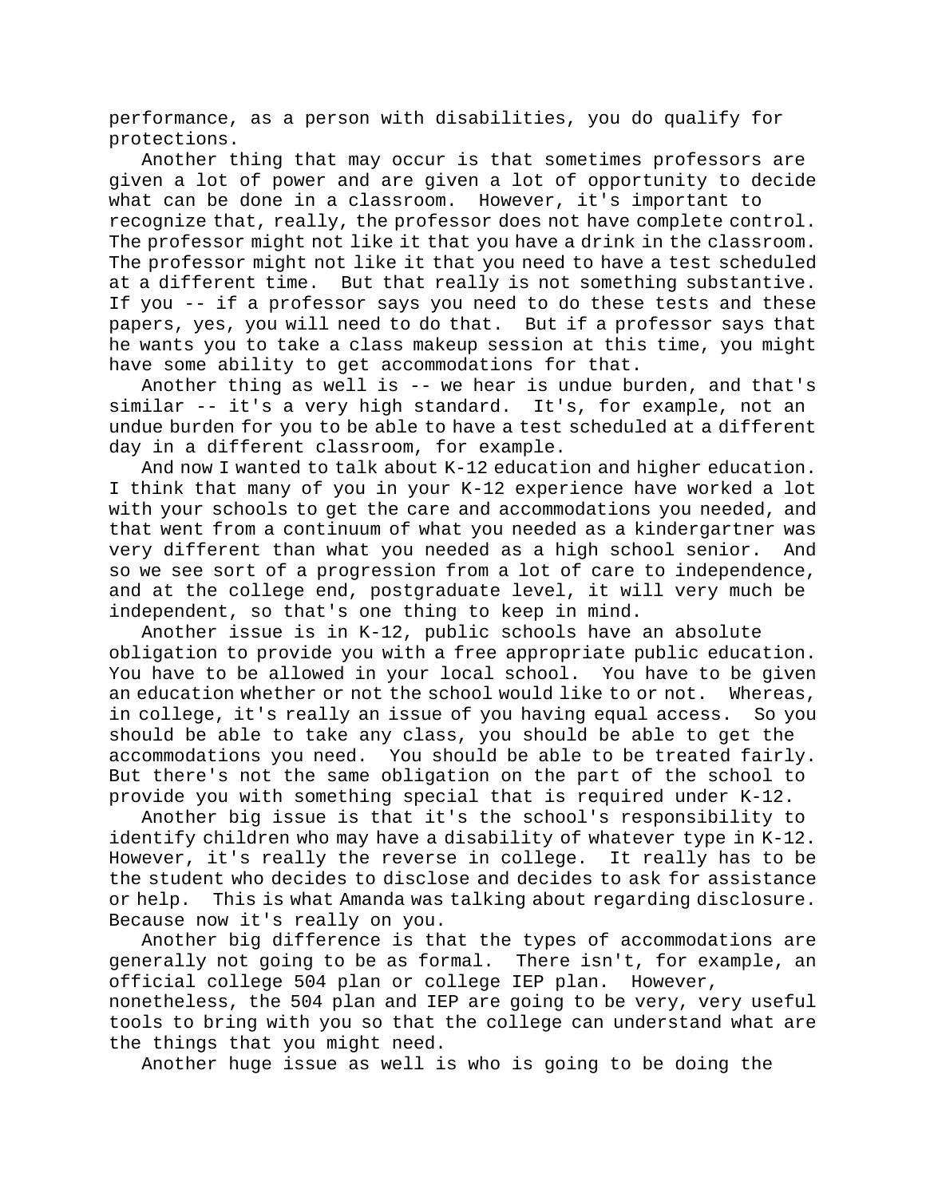performance, as a person with disabilities, you do qualify for protections.

Another thing that may occur is that sometimes professors are given a lot of power and are given a lot of opportunity to decide what can be done in a classroom. However, it's important to recognize that, really, the professor does not have complete control. The professor might not like it that you have a drink in the classroom. The professor might not like it that you need to have a test scheduled at a different time. But that really is not something substantive. If you -- if a professor says you need to do these tests and these papers, yes, you will need to do that. But if a professor says that he wants you to take a class makeup session at this time, you might have some ability to get accommodations for that.

Another thing as well is -- we hear is undue burden, and that's similar -- it's a very high standard. It's, for example, not an undue burden for you to be able to have a test scheduled at a different day in a different classroom, for example.

And now I wanted to talk about K-12 education and higher education. I think that many of you in your K-12 experience have worked a lot with your schools to get the care and accommodations you needed, and that went from a continuum of what you needed as a kindergartner was very different than what you needed as a high school senior. And so we see sort of a progression from a lot of care to independence, and at the college end, postgraduate level, it will very much be independent, so that's one thing to keep in mind.

Another issue is in K-12, public schools have an absolute obligation to provide you with a free appropriate public education. You have to be allowed in your local school. You have to be given an education whether or not the school would like to or not. Whereas, in college, it's really an issue of you having equal access. So you should be able to take any class, you should be able to get the accommodations you need. You should be able to be treated fairly. But there's not the same obligation on the part of the school to provide you with something special that is required under K-12.

Another big issue is that it's the school's responsibility to identify children who may have a disability of whatever type in K-12. However, it's really the reverse in college. It really has to be the student who decides to disclose and decides to ask for assistance or help. This is what Amanda was talking about regarding disclosure. Because now it's really on you.

Another big difference is that the types of accommodations are generally not going to be as formal. There isn't, for example, an official college 504 plan or college IEP plan. However, nonetheless, the 504 plan and IEP are going to be very, very useful tools to bring with you so that the college can understand what are the things that you might need.

Another huge issue as well is who is going to be doing the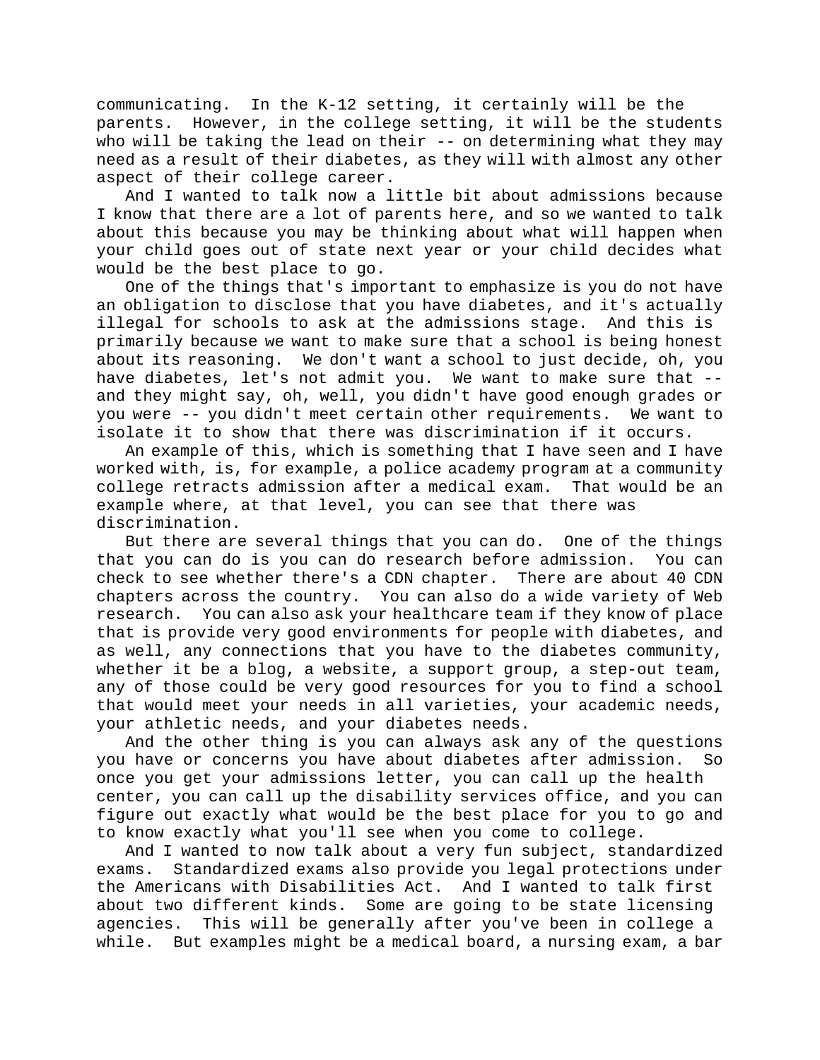communicating. In the K-12 setting, it certainly will be the parents. However, in the college setting, it will be the students who will be taking the lead on their -- on determining what they may need as a result of their diabetes, as they will with almost any other aspect of their college career.

And I wanted to talk now a little bit about admissions because I know that there are a lot of parents here, and so we wanted to talk about this because you may be thinking about what will happen when your child goes out of state next year or your child decides what would be the best place to go.

One of the things that's important to emphasize is you do not have an obligation to disclose that you have diabetes, and it's actually illegal for schools to ask at the admissions stage. And this is primarily because we want to make sure that a school is being honest about its reasoning. We don't want a school to just decide, oh, you have diabetes, let's not admit you. We want to make sure that -- and they might say, oh, well, you didn't have good enough grades or you were -- you didn't meet certain other requirements. We want to isolate it to show that there was discrimination if it occurs.

An example of this, which is something that I have seen and I have worked with, is, for example, a police academy program at a community college retracts admission after a medical exam. That would be an example where, at that level, you can see that there was discrimination.

But there are several things that you can do. One of the things that you can do is you can do research before admission. You can check to see whether there's a CDN chapter. There are about 40 CDN chapters across the country. You can also do a wide variety of Web research. You can also ask your healthcare team if they know of place that is provide very good environments for people with diabetes, and as well, any connections that you have to the diabetes community, whether it be a blog, a website, a support group, a step-out team, any of those could be very good resources for you to find a school that would meet your needs in all varieties, your academic needs, your athletic needs, and your diabetes needs.

And the other thing is you can always ask any of the questions you have or concerns you have about diabetes after admission. So once you get your admissions letter, you can call up the health center, you can call up the disability services office, and you can figure out exactly what would be the best place for you to go and to know exactly what you'll see when you come to college.

And I wanted to now talk about a very fun subject, standardized exams. Standardized exams also provide you legal protections under the Americans with Disabilities Act. And I wanted to talk first about two different kinds. Some are going to be state licensing agencies. This will be generally after you've been in college a while. But examples might be a medical board, a nursing exam, a bar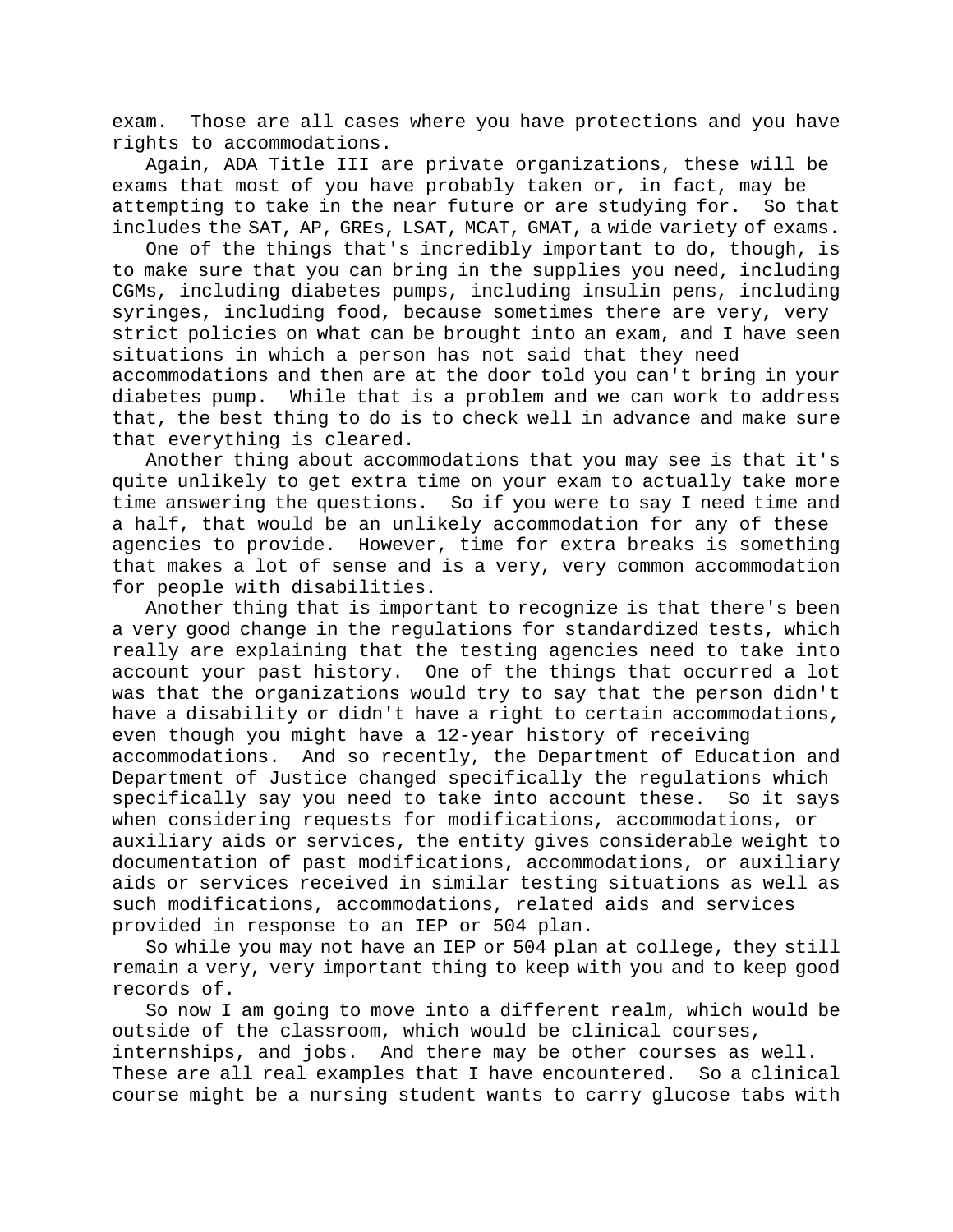exam. Those are all cases where you have protections and you have rights to accommodations.

Again, ADA Title III are private organizations, these will be exams that most of you have probably taken or, in fact, may be attempting to take in the near future or are studying for. So that includes the SAT, AP, GREs, LSAT, MCAT, GMAT, a wide variety of exams.

One of the things that's incredibly important to do, though, is to make sure that you can bring in the supplies you need, including CGMs, including diabetes pumps, including insulin pens, including syringes, including food, because sometimes there are very, very strict policies on what can be brought into an exam, and I have seen situations in which a person has not said that they need accommodations and then are at the door told you can't bring in your diabetes pump. While that is a problem and we can work to address that, the best thing to do is to check well in advance and make sure that everything is cleared.

Another thing about accommodations that you may see is that it's quite unlikely to get extra time on your exam to actually take more time answering the questions. So if you were to say I need time and a half, that would be an unlikely accommodation for any of these agencies to provide. However, time for extra breaks is something that makes a lot of sense and is a very, very common accommodation for people with disabilities.

Another thing that is important to recognize is that there's been a very good change in the regulations for standardized tests, which really are explaining that the testing agencies need to take into account your past history. One of the things that occurred a lot was that the organizations would try to say that the person didn't have a disability or didn't have a right to certain accommodations, even though you might have a 12-year history of receiving accommodations. And so recently, the Department of Education and Department of Justice changed specifically the regulations which specifically say you need to take into account these. So it says when considering requests for modifications, accommodations, or auxiliary aids or services, the entity gives considerable weight to documentation of past modifications, accommodations, or auxiliary aids or services received in similar testing situations as well as such modifications, accommodations, related aids and services provided in response to an IEP or 504 plan.

So while you may not have an IEP or 504 plan at college, they still remain a very, very important thing to keep with you and to keep good records of.

So now I am going to move into a different realm, which would be outside of the classroom, which would be clinical courses, internships, and jobs. And there may be other courses as well. These are all real examples that I have encountered. So a clinical course might be a nursing student wants to carry glucose tabs with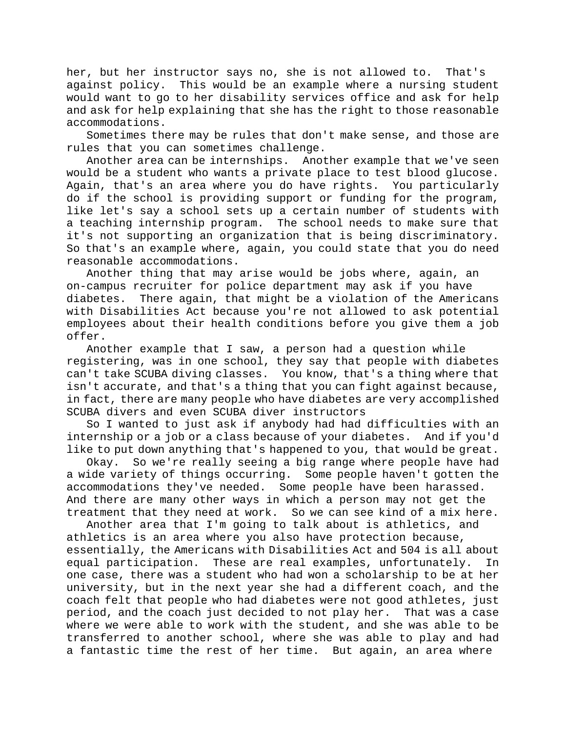her, but her instructor says no, she is not allowed to. That's against policy. This would be an example where a nursing student would want to go to her disability services office and ask for help and ask for help explaining that she has the right to those reasonable accommodations.

Sometimes there may be rules that don't make sense, and those are rules that you can sometimes challenge.

Another area can be internships. Another example that we've seen would be a student who wants a private place to test blood glucose. Again, that's an area where you do have rights. You particularly do if the school is providing support or funding for the program, like let's say a school sets up a certain number of students with a teaching internship program. The school needs to make sure that it's not supporting an organization that is being discriminatory. So that's an example where, again, you could state that you do need reasonable accommodations.

Another thing that may arise would be jobs where, again, an on-campus recruiter for police department may ask if you have diabetes. There again, that might be a violation of the Americans with Disabilities Act because you're not allowed to ask potential employees about their health conditions before you give them a job offer.

Another example that I saw, a person had a question while registering, was in one school, they say that people with diabetes can't take SCUBA diving classes. You know, that's a thing where that isn't accurate, and that's a thing that you can fight against because, in fact, there are many people who have diabetes are very accomplished SCUBA divers and even SCUBA diver instructors

So I wanted to just ask if anybody had had difficulties with an internship or a job or a class because of your diabetes. And if you'd like to put down anything that's happened to you, that would be great.

Okay. So we're really seeing a big range where people have had a wide variety of things occurring. Some people haven't gotten the accommodations they've needed. Some people have been harassed. And there are many other ways in which a person may not get the treatment that they need at work. So we can see kind of a mix here.

Another area that I'm going to talk about is athletics, and athletics is an area where you also have protection because, essentially, the Americans with Disabilities Act and 504 is all about equal participation. These are real examples, unfortunately. In one case, there was a student who had won a scholarship to be at her university, but in the next year she had a different coach, and the coach felt that people who had diabetes were not good athletes, just period, and the coach just decided to not play her. That was a case where we were able to work with the student, and she was able to be transferred to another school, where she was able to play and had a fantastic time the rest of her time. But again, an area where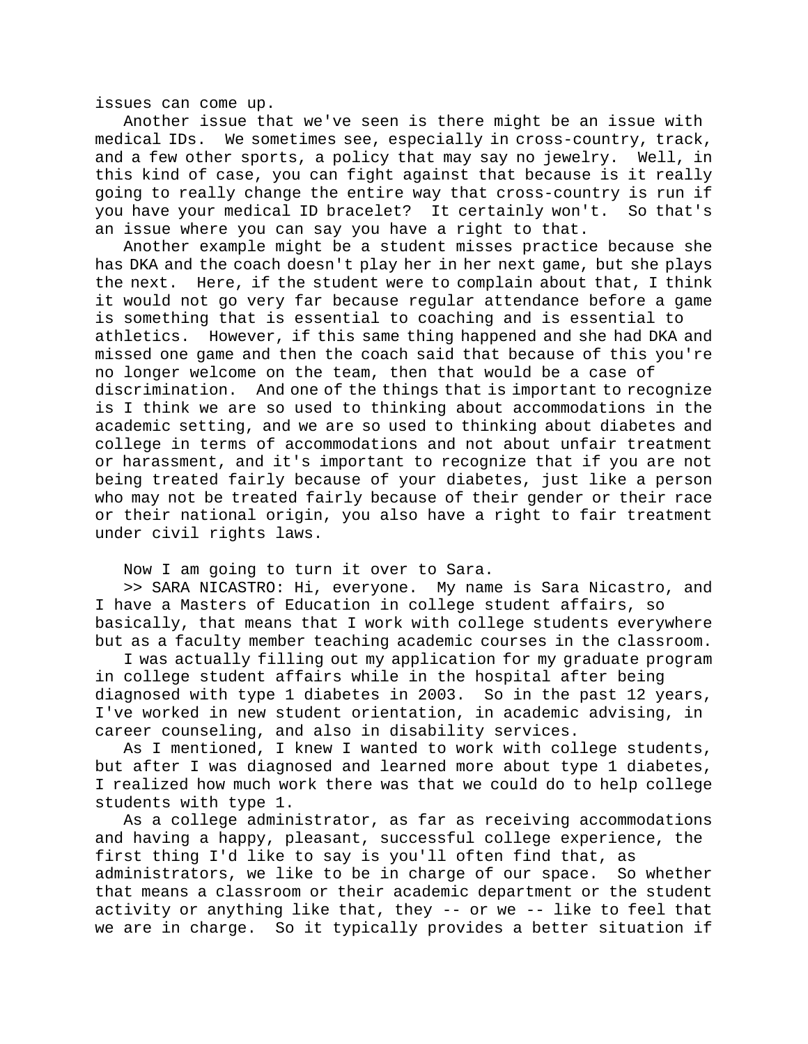issues can come up.

Another issue that we've seen is there might be an issue with medical IDs. We sometimes see, especially in cross-country, track, and a few other sports, a policy that may say no jewelry. Well, in this kind of case, you can fight against that because is it really going to really change the entire way that cross-country is run if you have your medical ID bracelet? It certainly won't. So that's an issue where you can say you have a right to that.

Another example might be a student misses practice because she has DKA and the coach doesn't play her in her next game, but she plays the next. Here, if the student were to complain about that, I think it would not go very far because regular attendance before a game is something that is essential to coaching and is essential to athletics. However, if this same thing happened and she had DKA and missed one game and then the coach said that because of this you're no longer welcome on the team, then that would be a case of discrimination. And one of the things that is important to recognize is I think we are so used to thinking about accommodations in the academic setting, and we are so used to thinking about diabetes and college in terms of accommodations and not about unfair treatment or harassment, and it's important to recognize that if you are not being treated fairly because of your diabetes, just like a person who may not be treated fairly because of their gender or their race or their national origin, you also have a right to fair treatment under civil rights laws.

Now I am going to turn it over to Sara.

>> SARA NICASTRO: Hi, everyone. My name is Sara Nicastro, and I have a Masters of Education in college student affairs, so basically, that means that I work with college students everywhere but as a faculty member teaching academic courses in the classroom.

I was actually filling out my application for my graduate program in college student affairs while in the hospital after being diagnosed with type 1 diabetes in 2003. So in the past 12 years, I've worked in new student orientation, in academic advising, in career counseling, and also in disability services.

As I mentioned, I knew I wanted to work with college students, but after I was diagnosed and learned more about type 1 diabetes, I realized how much work there was that we could do to help college students with type 1.

As a college administrator, as far as receiving accommodations and having a happy, pleasant, successful college experience, the first thing I'd like to say is you'll often find that, as administrators, we like to be in charge of our space. So whether that means a classroom or their academic department or the student activity or anything like that, they -- or we -- like to feel that we are in charge. So it typically provides a better situation if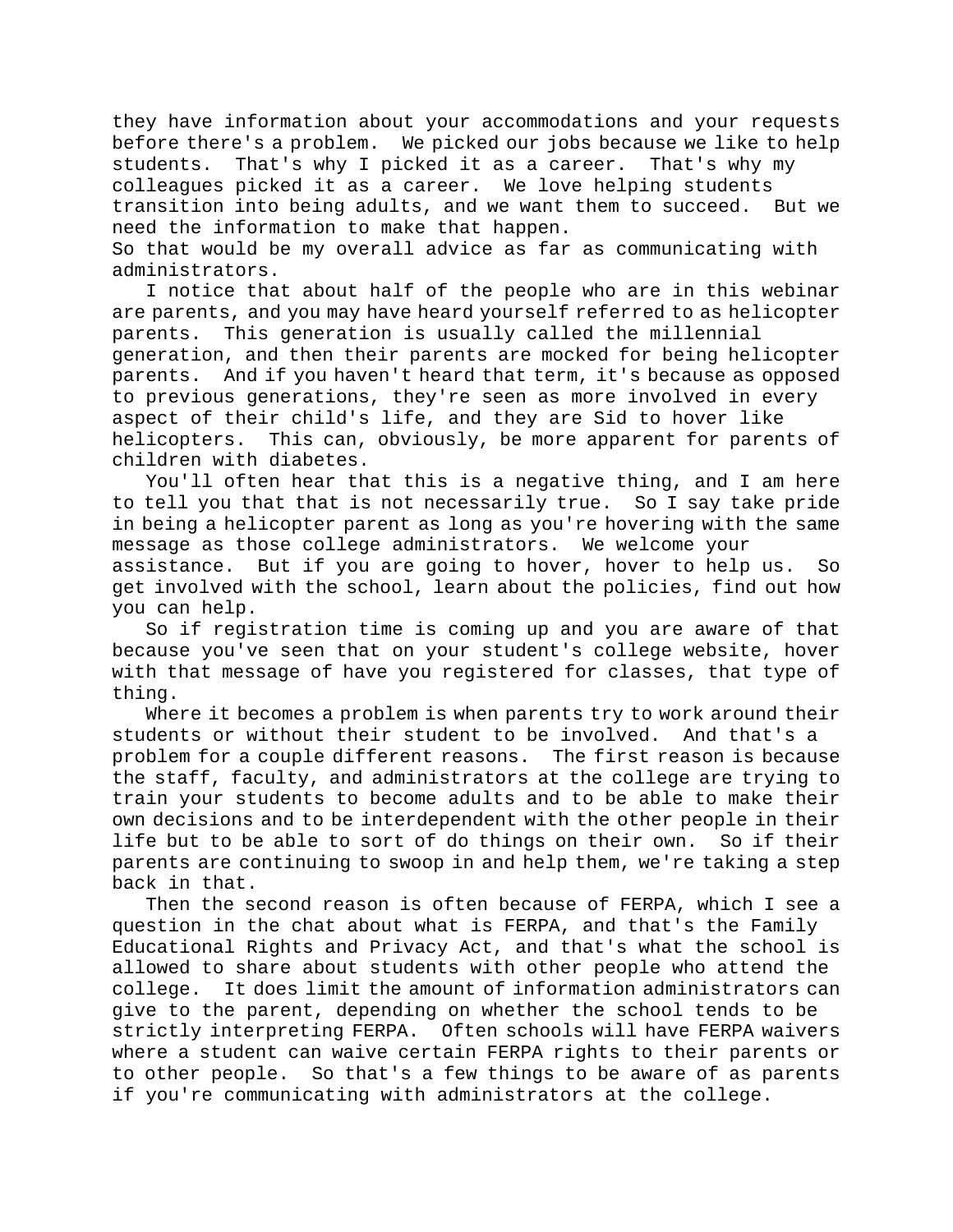they have information about your accommodations and your requests before there's a problem. We picked our jobs because we like to help students. That's why I picked it as a career. That's why my colleagues picked it as a career. We love helping students transition into being adults, and we want them to succeed. But we need the information to make that happen.

So that would be my overall advice as far as communicating with administrators.

I notice that about half of the people who are in this webinar are parents, and you may have heard yourself referred to as helicopter parents. This generation is usually called the millennial generation, and then their parents are mocked for being helicopter parents. And if you haven't heard that term, it's because as opposed to previous generations, they're seen as more involved in every aspect of their child's life, and they are Sid to hover like helicopters. This can, obviously, be more apparent for parents of children with diabetes.

You'll often hear that this is a negative thing, and I am here to tell you that that is not necessarily true. So I say take pride in being a helicopter parent as long as you're hovering with the same message as those college administrators. We welcome your assistance. But if you are going to hover, hover to help us. So get involved with the school, learn about the policies, find out how you can help.

So if registration time is coming up and you are aware of that because you've seen that on your student's college website, hover with that message of have you registered for classes, that type of thing.

Where it becomes a problem is when parents try to work around their students or without their student to be involved. And that's a problem for a couple different reasons. The first reason is because the staff, faculty, and administrators at the college are trying to train your students to become adults and to be able to make their own decisions and to be interdependent with the other people in their life but to be able to sort of do things on their own. So if their parents are continuing to swoop in and help them, we're taking a step back in that.

Then the second reason is often because of FERPA, which I see a question in the chat about what is FERPA, and that's the Family Educational Rights and Privacy Act, and that's what the school is allowed to share about students with other people who attend the college. It does limit the amount of information administrators can give to the parent, depending on whether the school tends to be strictly interpreting FERPA. Often schools will have FERPA waivers where a student can waive certain FERPA rights to their parents or to other people. So that's a few things to be aware of as parents if you're communicating with administrators at the college.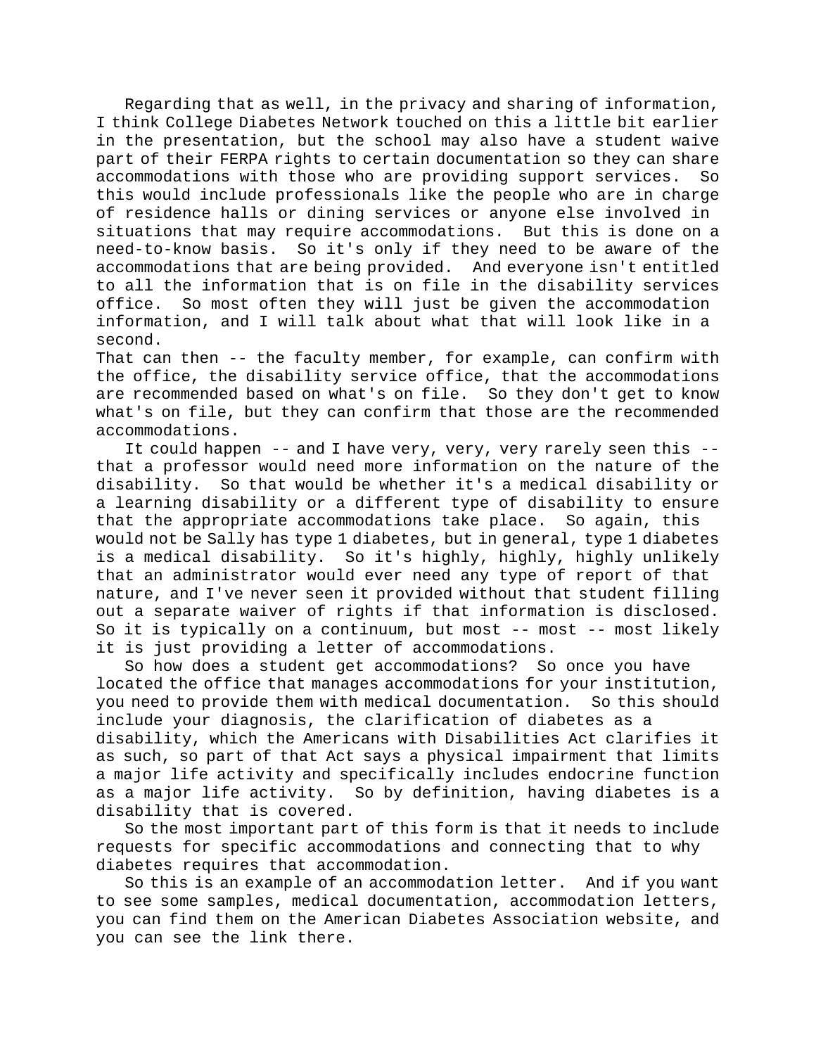Regarding that as well, in the privacy and sharing of information, I think College Diabetes Network touched on this a little bit earlier in the presentation, but the school may also have a student waive part of their FERPA rights to certain documentation so they can share accommodations with those who are providing support services. So this would include professionals like the people who are in charge of residence halls or dining services or anyone else involved in situations that may require accommodations. But this is done on a need-to-know basis. So it's only if they need to be aware of the accommodations that are being provided. And everyone isn't entitled to all the information that is on file in the disability services office. So most often they will just be given the accommodation information, and I will talk about what that will look like in a second.

That can then -- the faculty member, for example, can confirm with the office, the disability service office, that the accommodations are recommended based on what's on file. So they don't get to know what's on file, but they can confirm that those are the recommended accommodations.

It could happen -- and I have very, very, very rarely seen this -- that a professor would need more information on the nature of the disability. So that would be whether it's a medical disability or a learning disability or a different type of disability to ensure that the appropriate accommodations take place. So again, this would not be Sally has type 1 diabetes, but in general, type 1 diabetes is a medical disability. So it's highly, highly, highly unlikely that an administrator would ever need any type of report of that nature, and I've never seen it provided without that student filling out a separate waiver of rights if that information is disclosed. So it is typically on a continuum, but most -- most -- most likely it is just providing a letter of accommodations.

So how does a student get accommodations? So once you have located the office that manages accommodations for your institution, you need to provide them with medical documentation. So this should include your diagnosis, the clarification of diabetes as a disability, which the Americans with Disabilities Act clarifies it as such, so part of that Act says a physical impairment that limits a major life activity and specifically includes endocrine function as a major life activity. So by definition, having diabetes is a disability that is covered.

So the most important part of this form is that it needs to include requests for specific accommodations and connecting that to why diabetes requires that accommodation.

So this is an example of an accommodation letter. And if you want to see some samples, medical documentation, accommodation letters, you can find them on the American Diabetes Association website, and you can see the link there.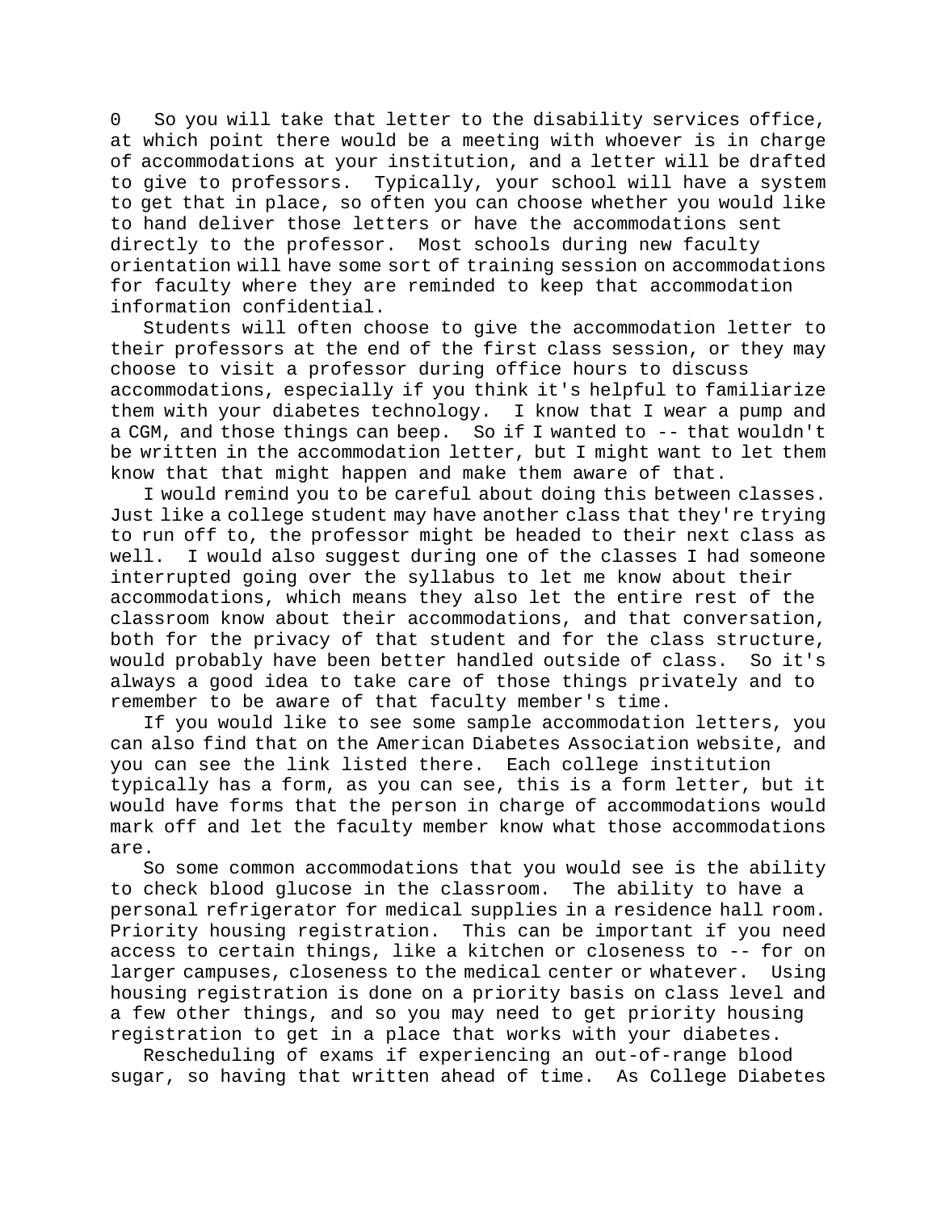0 So you will take that letter to the disability services office, at which point there would be a meeting with whoever is in charge of accommodations at your institution, and a letter will be drafted to give to professors. Typically, your school will have a system to get that in place, so often you can choose whether you would like to hand deliver those letters or have the accommodations sent directly to the professor. Most schools during new faculty orientation will have some sort of training session on accommodations for faculty where they are reminded to keep that accommodation information confidential.

Students will often choose to give the accommodation letter to their professors at the end of the first class session, or they may choose to visit a professor during office hours to discuss accommodations, especially if you think it's helpful to familiarize them with your diabetes technology. I know that I wear a pump and a CGM, and those things can beep. So if I wanted to -- that wouldn't be written in the accommodation letter, but I might want to let them know that that might happen and make them aware of that.

I would remind you to be careful about doing this between classes. Just like a college student may have another class that they're trying to run off to, the professor might be headed to their next class as well. I would also suggest during one of the classes I had someone interrupted going over the syllabus to let me know about their accommodations, which means they also let the entire rest of the classroom know about their accommodations, and that conversation, both for the privacy of that student and for the class structure, would probably have been better handled outside of class. So it's always a good idea to take care of those things privately and to remember to be aware of that faculty member's time.

If you would like to see some sample accommodation letters, you can also find that on the American Diabetes Association website, and you can see the link listed there. Each college institution typically has a form, as you can see, this is a form letter, but it would have forms that the person in charge of accommodations would mark off and let the faculty member know what those accommodations are.

So some common accommodations that you would see is the ability to check blood glucose in the classroom. The ability to have a personal refrigerator for medical supplies in a residence hall room. Priority housing registration. This can be important if you need access to certain things, like a kitchen or closeness to -- for on larger campuses, closeness to the medical center or whatever. Using housing registration is done on a priority basis on class level and a few other things, and so you may need to get priority housing registration to get in a place that works with your diabetes.

Rescheduling of exams if experiencing an out-of-range blood sugar, so having that written ahead of time. As College Diabetes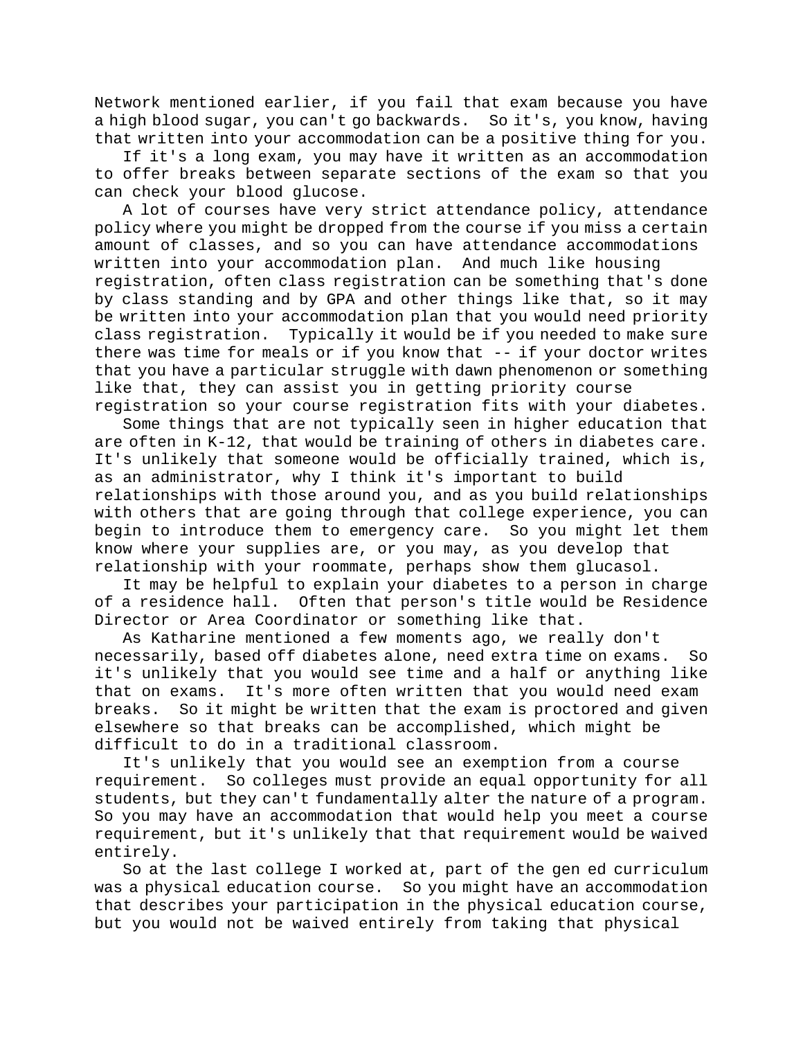Network mentioned earlier, if you fail that exam because you have a high blood sugar, you can't go backwards. So it's, you know, having that written into your accommodation can be a positive thing for you.

If it's a long exam, you may have it written as an accommodation to offer breaks between separate sections of the exam so that you can check your blood glucose.

A lot of courses have very strict attendance policy, attendance policy where you might be dropped from the course if you miss a certain amount of classes, and so you can have attendance accommodations written into your accommodation plan. And much like housing registration, often class registration can be something that's done by class standing and by GPA and other things like that, so it may be written into your accommodation plan that you would need priority class registration. Typically it would be if you needed to make sure there was time for meals or if you know that -- if your doctor writes that you have a particular struggle with dawn phenomenon or something like that, they can assist you in getting priority course registration so your course registration fits with your diabetes.

Some things that are not typically seen in higher education that are often in K-12, that would be training of others in diabetes care. It's unlikely that someone would be officially trained, which is, as an administrator, why I think it's important to build relationships with those around you, and as you build relationships with others that are going through that college experience, you can begin to introduce them to emergency care. So you might let them know where your supplies are, or you may, as you develop that relationship with your roommate, perhaps show them glucasol.

It may be helpful to explain your diabetes to a person in charge of a residence hall. Often that person's title would be Residence Director or Area Coordinator or something like that.

As Katharine mentioned a few moments ago, we really don't necessarily, based off diabetes alone, need extra time on exams. So it's unlikely that you would see time and a half or anything like that on exams. It's more often written that you would need exam breaks. So it might be written that the exam is proctored and given elsewhere so that breaks can be accomplished, which might be difficult to do in a traditional classroom.

It's unlikely that you would see an exemption from a course requirement. So colleges must provide an equal opportunity for all students, but they can't fundamentally alter the nature of a program. So you may have an accommodation that would help you meet a course requirement, but it's unlikely that that requirement would be waived entirely.

So at the last college I worked at, part of the gen ed curriculum was a physical education course. So you might have an accommodation that describes your participation in the physical education course, but you would not be waived entirely from taking that physical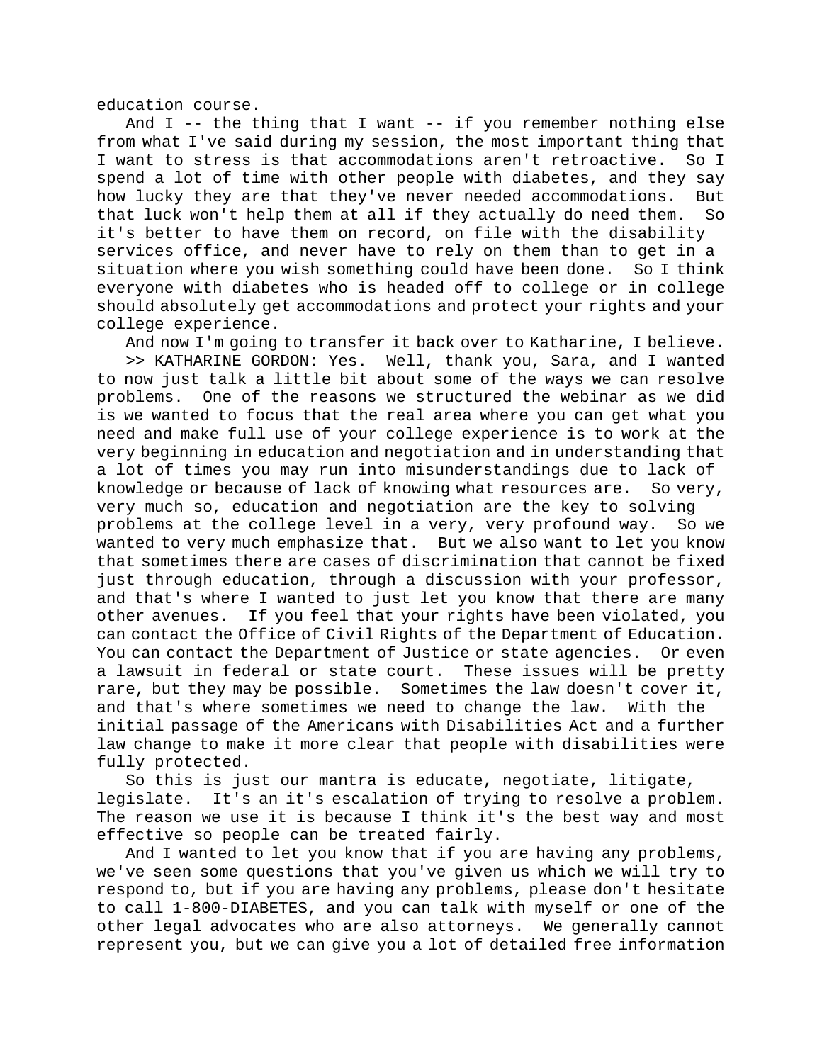education course.

And I -- the thing that I want -- if you remember nothing else from what I've said during my session, the most important thing that I want to stress is that accommodations aren't retroactive. So I spend a lot of time with other people with diabetes, and they say how lucky they are that they've never needed accommodations. But that luck won't help them at all if they actually do need them. So it's better to have them on record, on file with the disability services office, and never have to rely on them than to get in a situation where you wish something could have been done. So I think everyone with diabetes who is headed off to college or in college should absolutely get accommodations and protect your rights and your college experience.

And now I'm going to transfer it back over to Katharine, I believe.

>> KATHARINE GORDON: Yes. Well, thank you, Sara, and I wanted to now just talk a little bit about some of the ways we can resolve problems. One of the reasons we structured the webinar as we did is we wanted to focus that the real area where you can get what you need and make full use of your college experience is to work at the very beginning in education and negotiation and in understanding that a lot of times you may run into misunderstandings due to lack of knowledge or because of lack of knowing what resources are. So very, very much so, education and negotiation are the key to solving problems at the college level in a very, very profound way. So we wanted to very much emphasize that. But we also want to let you know that sometimes there are cases of discrimination that cannot be fixed just through education, through a discussion with your professor, and that's where I wanted to just let you know that there are many other avenues. If you feel that your rights have been violated, you can contact the Office of Civil Rights of the Department of Education. You can contact the Department of Justice or state agencies. Or even a lawsuit in federal or state court. These issues will be pretty rare, but they may be possible. Sometimes the law doesn't cover it, and that's where sometimes we need to change the law. With the initial passage of the Americans with Disabilities Act and a further law change to make it more clear that people with disabilities were fully protected.

So this is just our mantra is educate, negotiate, litigate, legislate. It's an it's escalation of trying to resolve a problem. The reason we use it is because I think it's the best way and most effective so people can be treated fairly.

And I wanted to let you know that if you are having any problems, we've seen some questions that you've given us which we will try to respond to, but if you are having any problems, please don't hesitate to call 1-800-DIABETES, and you can talk with myself or one of the other legal advocates who are also attorneys. We generally cannot represent you, but we can give you a lot of detailed free information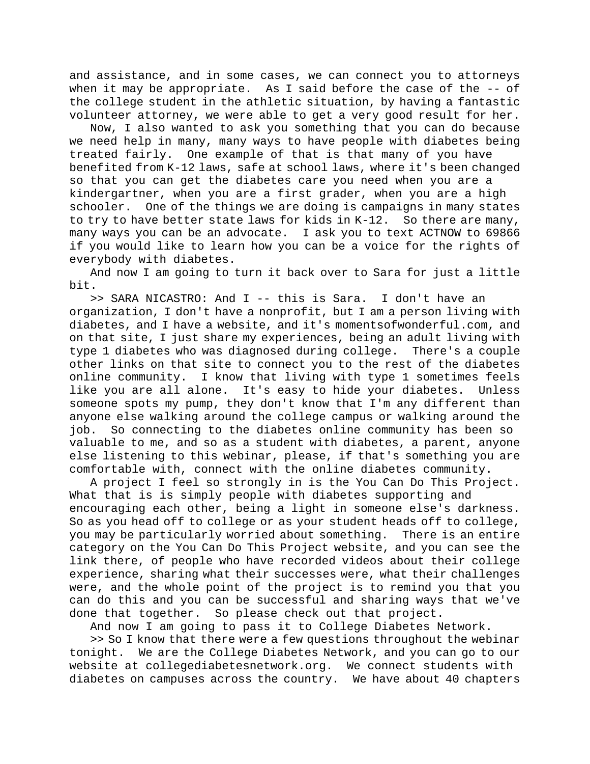and assistance, and in some cases, we can connect you to attorneys when it may be appropriate. As I said before the case of the -- of the college student in the athletic situation, by having a fantastic volunteer attorney, we were able to get a very good result for her.

Now, I also wanted to ask you something that you can do because we need help in many, many ways to have people with diabetes being treated fairly. One example of that is that many of you have benefited from K-12 laws, safe at school laws, where it's been changed so that you can get the diabetes care you need when you are a kindergartner, when you are a first grader, when you are a high schooler. One of the things we are doing is campaigns in many states to try to have better state laws for kids in K-12. So there are many, many ways you can be an advocate. I ask you to text ACTNOW to 69866 if you would like to learn how you can be a voice for the rights of everybody with diabetes.

And now I am going to turn it back over to Sara for just a little bit.

>> SARA NICASTRO: And I -- this is Sara. I don't have an organization, I don't have a nonprofit, but I am a person living with diabetes, and I have a website, and it's momentsofwonderful.com, and on that site, I just share my experiences, being an adult living with type 1 diabetes who was diagnosed during college. There's a couple other links on that site to connect you to the rest of the diabetes online community. I know that living with type 1 sometimes feels like you are all alone. It's easy to hide your diabetes. Unless someone spots my pump, they don't know that I'm any different than anyone else walking around the college campus or walking around the job. So connecting to the diabetes online community has been so valuable to me, and so as a student with diabetes, a parent, anyone else listening to this webinar, please, if that's something you are comfortable with, connect with the online diabetes community.

A project I feel so strongly in is the You Can Do This Project. What that is is simply people with diabetes supporting and encouraging each other, being a light in someone else's darkness. So as you head off to college or as your student heads off to college, you may be particularly worried about something. There is an entire category on the You Can Do This Project website, and you can see the link there, of people who have recorded videos about their college experience, sharing what their successes were, what their challenges were, and the whole point of the project is to remind you that you can do this and you can be successful and sharing ways that we've done that together. So please check out that project.

And now I am going to pass it to College Diabetes Network.

>> So I know that there were a few questions throughout the webinar tonight. We are the College Diabetes Network, and you can go to our website at collegediabetesnetwork.org. We connect students with diabetes on campuses across the country. We have about 40 chapters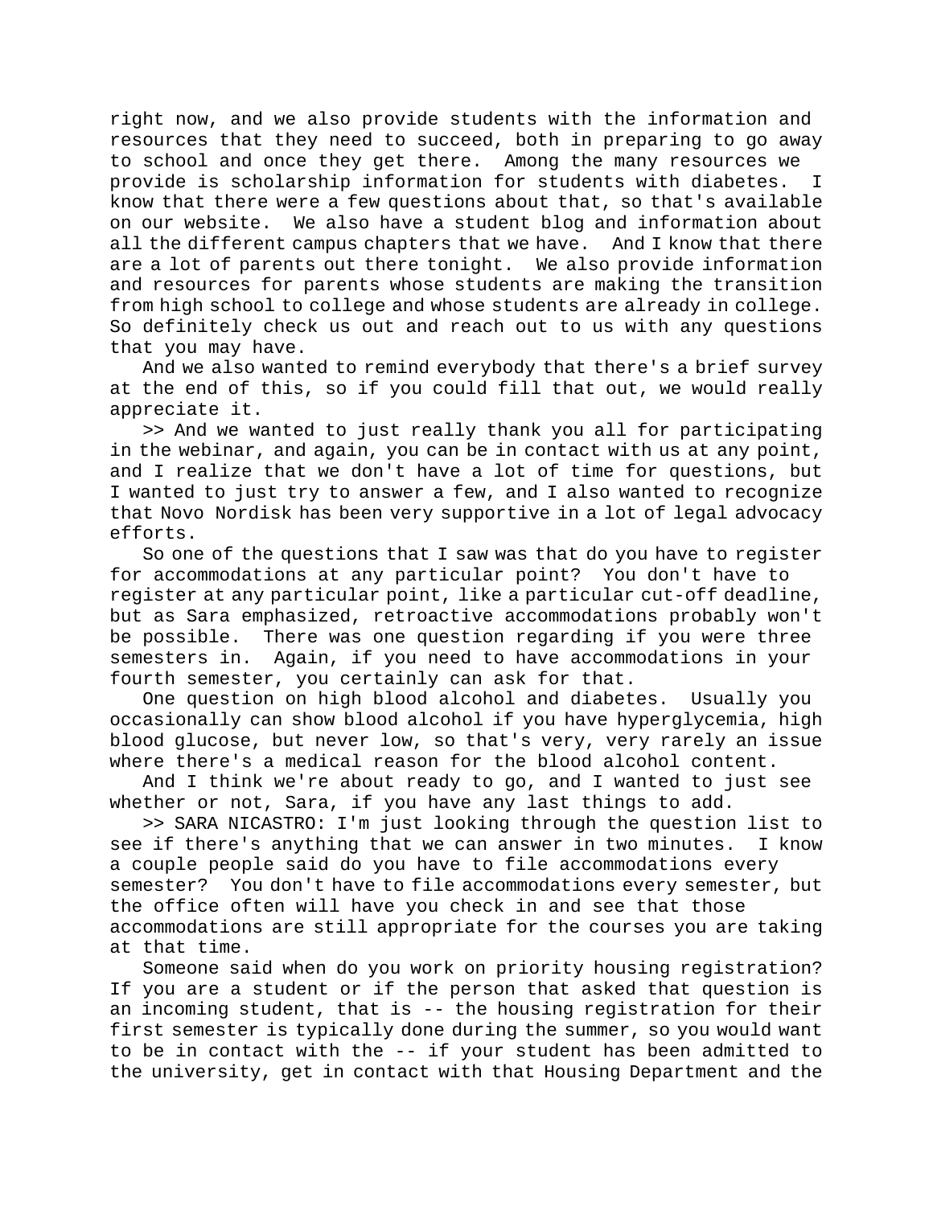right now, and we also provide students with the information and resources that they need to succeed, both in preparing to go away to school and once they get there. Among the many resources we provide is scholarship information for students with diabetes. I know that there were a few questions about that, so that's available on our website. We also have a student blog and information about all the different campus chapters that we have. And I know that there are a lot of parents out there tonight. We also provide information and resources for parents whose students are making the transition from high school to college and whose students are already in college. So definitely check us out and reach out to us with any questions that you may have.

And we also wanted to remind everybody that there's a brief survey at the end of this, so if you could fill that out, we would really appreciate it.

>> And we wanted to just really thank you all for participating in the webinar, and again, you can be in contact with us at any point, and I realize that we don't have a lot of time for questions, but I wanted to just try to answer a few, and I also wanted to recognize that Novo Nordisk has been very supportive in a lot of legal advocacy efforts.

So one of the questions that I saw was that do you have to register for accommodations at any particular point? You don't have to register at any particular point, like a particular cut-off deadline, but as Sara emphasized, retroactive accommodations probably won't be possible. There was one question regarding if you were three semesters in. Again, if you need to have accommodations in your fourth semester, you certainly can ask for that.

One question on high blood alcohol and diabetes. Usually you occasionally can show blood alcohol if you have hyperglycemia, high blood glucose, but never low, so that's very, very rarely an issue where there's a medical reason for the blood alcohol content.

And I think we're about ready to go, and I wanted to just see whether or not, Sara, if you have any last things to add.

>> SARA NICASTRO: I'm just looking through the question list to see if there's anything that we can answer in two minutes. I know a couple people said do you have to file accommodations every semester? You don't have to file accommodations every semester, but the office often will have you check in and see that those accommodations are still appropriate for the courses you are taking at that time.

Someone said when do you work on priority housing registration? If you are a student or if the person that asked that question is an incoming student, that is -- the housing registration for their first semester is typically done during the summer, so you would want to be in contact with the -- if your student has been admitted to the university, get in contact with that Housing Department and the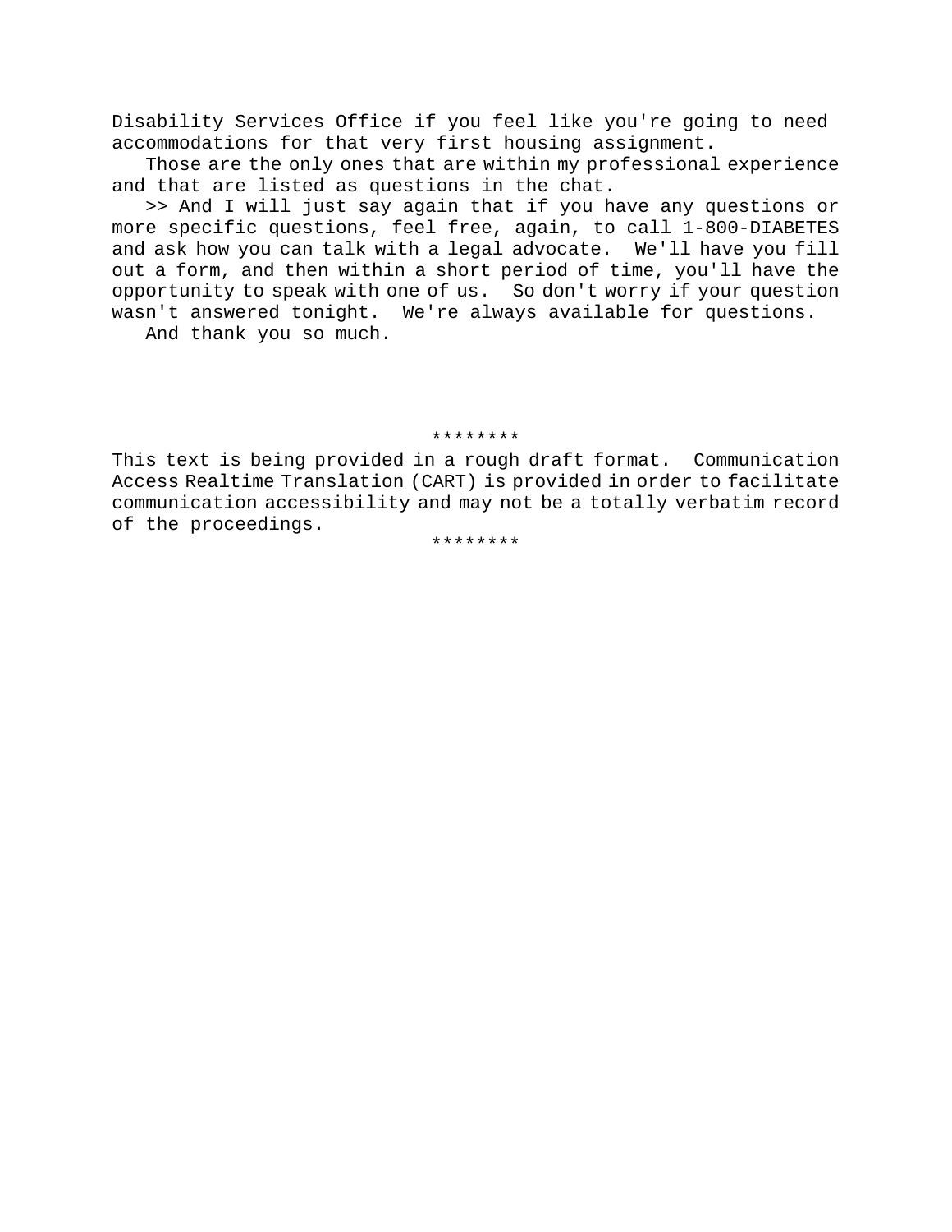Disability Services Office if you feel like you're going to need accommodations for that very first housing assignment.

Those are the only ones that are within my professional experience and that are listed as questions in the chat.

>> And I will just say again that if you have any questions or more specific questions, feel free, again, to call 1-800-DIABETES and ask how you can talk with a legal advocate. We'll have you fill out a form, and then within a short period of time, you'll have the opportunity to speak with one of us. So don't worry if your question wasn't answered tonight. We're always available for questions.

And thank you so much.

********

This text is being provided in a rough draft format. Communication Access Realtime Translation (CART) is provided in order to facilitate communication accessibility and may not be a totally verbatim record of the proceedings.

********